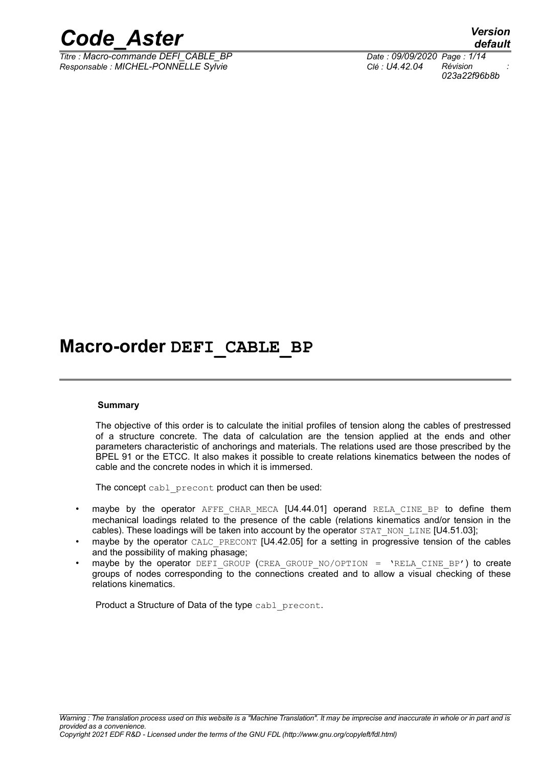# Macro-order DEFI_CABLE_BP

**Summary**

The objective of this order is to calculate the initial profiles of tension along the cables of prestressed of a structure concrete. The data of calculation are the tension applied at the ends and other parameters characteristic of anchorings and materials. The relations used are those prescribed by the BPEL 91 or the ETCC. It also makes it possible to create relations kinematics between the nodes of cable and the concrete nodes in which it is immersed.

The concept cabl_precont product can then be used:

- maybe by the operator AFFE_CHAR_MECA [U4.44.01] operand RELA_CINE_BP to define them mechanical loadings related to the presence of the cable (relations kinematics and/or tension in the cables). These loadings will be taken into account by the operator STAT_NON_LINE [U4.51.03];
- maybe by the operator CALC_PRECONT [U4.42.05] for a setting in progressive tension of the cables and the possibility of making phasage;
- maybe by the operator DEFI_GROUP (CREA_GROUP_NO/OPTION = 'RELA_CINE_BP') to create groups of nodes corresponding to the connections created and to allow a visual checking of these relations kinematics.

Product a Structure of Data of the type cabl_precont.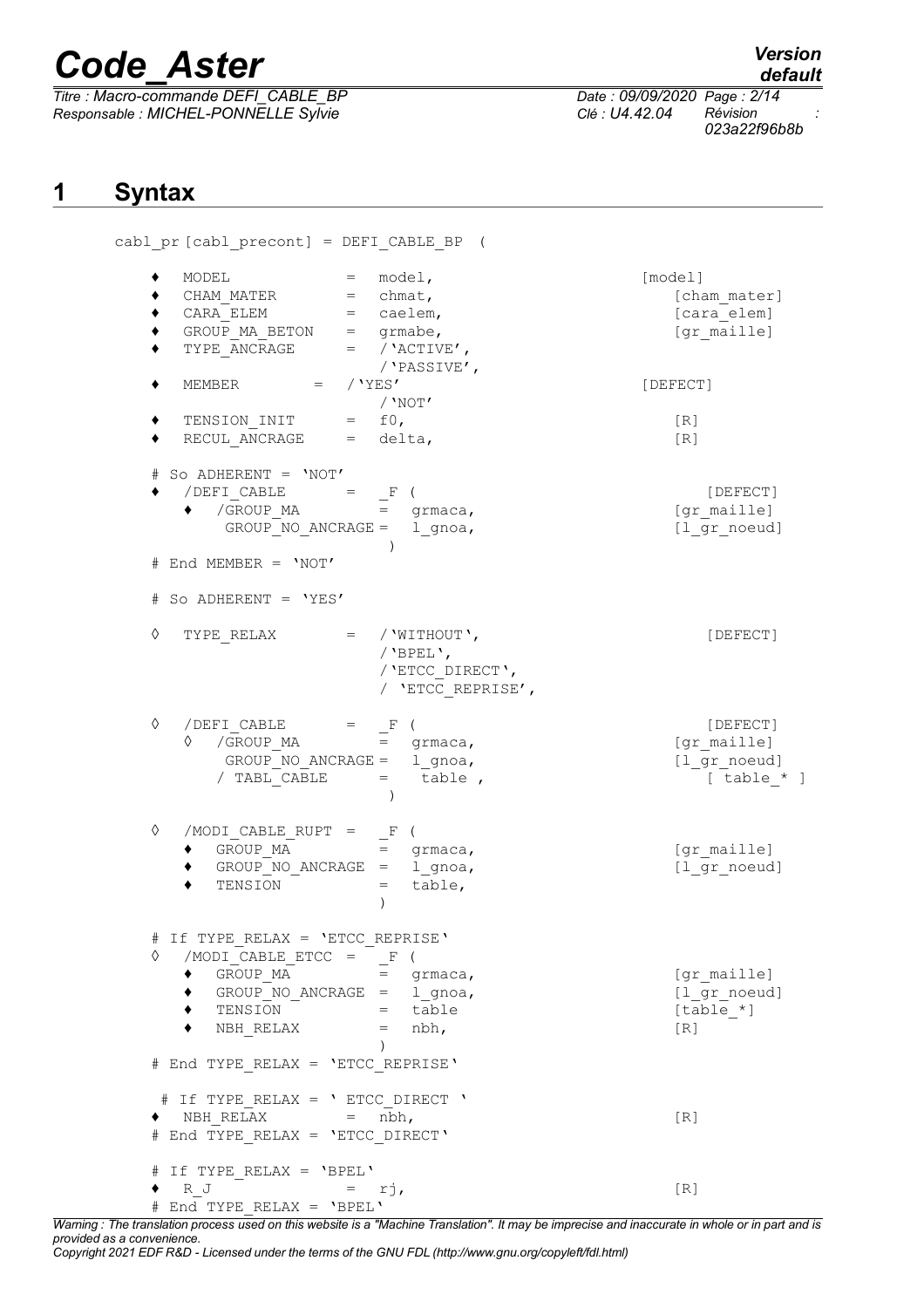# 1 Syntax

```
cabl_pr [cabl_precont] = DEFI_CABLE_BP  (

    ♦  MODEL            =  model,                              [model]
    ♦  CHAM_MATER       =  chmat,                              [cham_mater]
    ♦  CARA_ELEM        =  caelem,                             [cara_elem]
    ♦  GROUP_MA_BETON   =  grmabe,                             [gr_maille]
    ♦  TYPE_ANCRAGE     =  /'ACTIVE',
                           /'PASSIVE',
    ♦  MEMBER       =  /'YES'                                  [DEFECT]
                           /'NOT'
    ♦  TENSION_INIT     =  f0,                                 [R]
    ♦  RECUL_ANCRAGE    =  delta,                              [R]

    # So ADHERENT = 'NOT'
    ♦  /DEFI_CABLE      =  _F (                                [DEFECT]
       ♦  /GROUP_MA        =  grmaca,                          [gr_maille]
           GROUP_NO_ANCRAGE =  l_gnoa,                         [l_gr_noeud]
                              )
    # End MEMBER = 'NOT'

    # So ADHERENT = 'YES'

    ◊  TYPE_RELAX       =  /'WITHOUT',                         [DEFECT]
                           /'BPEL',
                           /'ETCC_DIRECT',
                           / 'ETCC_REPRISE',

    ◊  /DEFI_CABLE      =  _F (                                [DEFECT]
       ◊  /GROUP_MA        =  grmaca,                          [gr_maille]
           GROUP_NO_ANCRAGE =  l_gnoa,                         [l_gr_noeud]
          / TABL_CABLE     =   table ,                         [ table_* ]
                              )

    ◊  /MODI_CABLE_RUPT =  _F (
       ♦  GROUP_MA         =  grmaca,                          [gr_maille]
       ♦  GROUP_NO_ANCRAGE  =  l_gnoa,                         [l_gr_noeud]
       ♦  TENSION          =  table,
                              )

    # If TYPE_RELAX = 'ETCC_REPRISE'
    ◊  /MODI_CABLE_ETCC =  _F (
       ♦  GROUP_MA         =  grmaca,                          [gr_maille]
       ♦  GROUP_NO_ANCRAGE  =  l_gnoa,                         [l_gr_noeud]
       ♦  TENSION          =  table                            [table_*]
       ♦  NBH_RELAX        =  nbh,                             [R]
                              )
    # End TYPE_RELAX = 'ETCC_REPRISE'

     # If TYPE_RELAX = ' ETCC_DIRECT '
    ♦  NBH_RELAX        =  nbh,                                [R]
    # End TYPE_RELAX = 'ETCC_DIRECT'

    # If TYPE_RELAX = 'BPEL'
    ♦  R_J              =  rj,                                 [R]
    # End TYPE_RELAX = 'BPEL'
```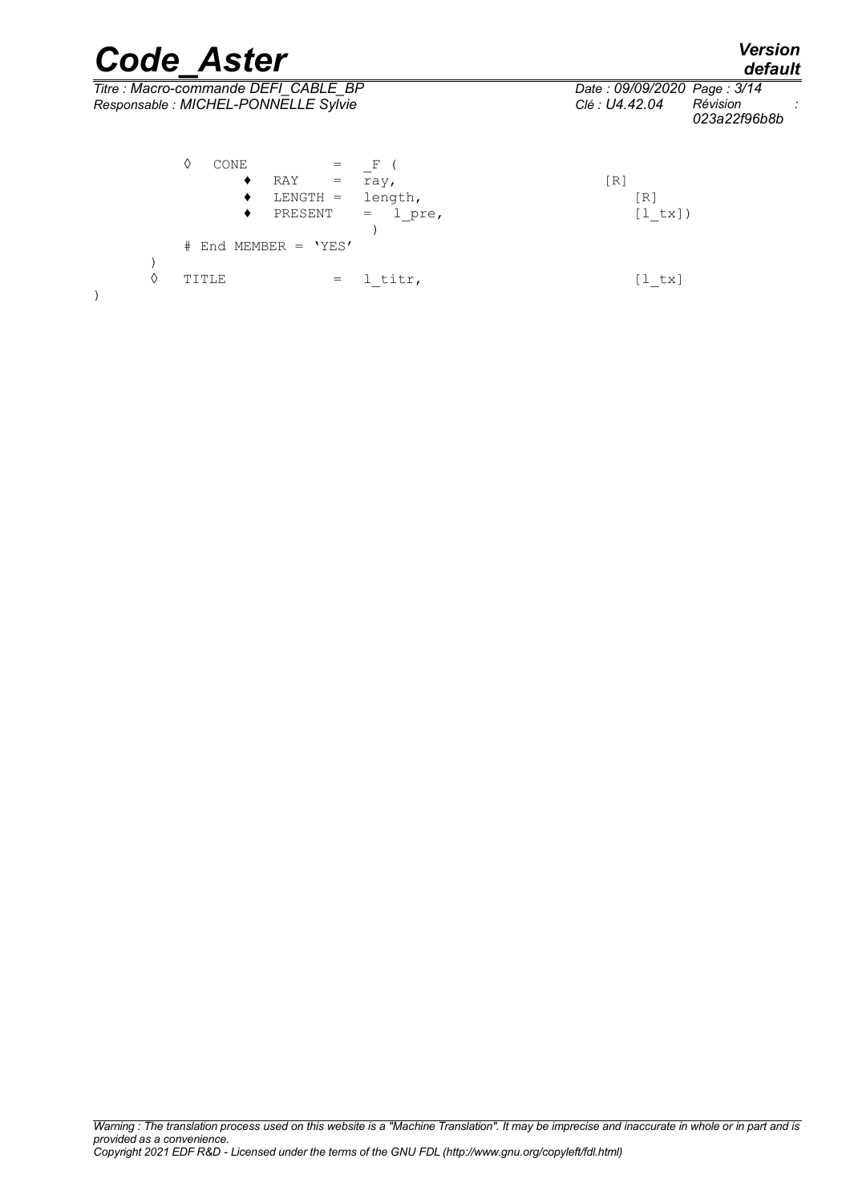```
        ◊   CONE          =   _F (
                ♦   RAY     =   ray,                          [R]
                ♦   LENGTH =   length,                          [R]
                ♦   PRESENT    =   l_pre,                       [l_tx])
                                 )
        # End MEMBER = 'YES'
    )
    ◊   TITLE             =   l_titr,                         [l_tx]
)
```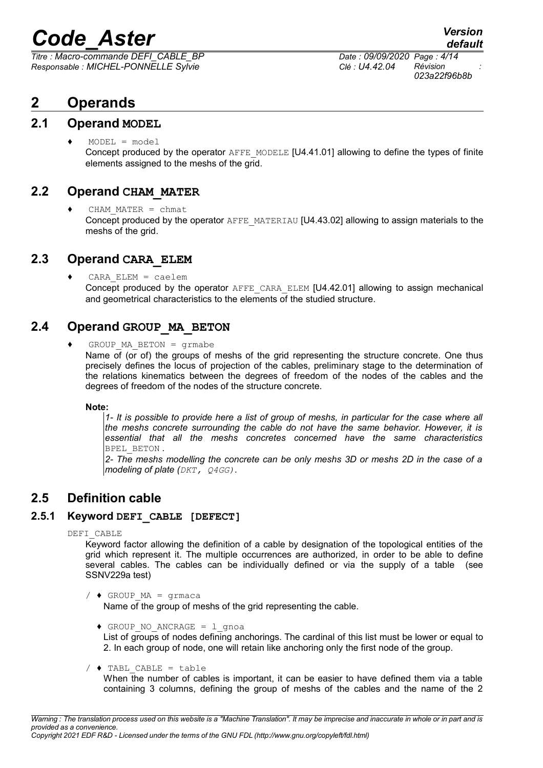# 2 Operands

## 2.1 Operand MODEL

♦ `MODEL = model`

Concept produced by the operator `AFFE_MODELE` [U4.41.01] allowing to define the types of finite elements assigned to the meshs of the grid.

## 2.2 Operand CHAM_MATER

♦ `CHAM_MATER = chmat`

Concept produced by the operator `AFFE_MATERIAU` [U4.43.02] allowing to assign materials to the meshs of the grid.

## 2.3 Operand CARA_ELEM

♦ `CARA_ELEM = caelem`

Concept produced by the operator `AFFE_CARA_ELEM` [U4.42.01] allowing to assign mechanical and geometrical characteristics to the elements of the studied structure.

## 2.4 Operand GROUP_MA_BETON

♦ `GROUP_MA_BETON = grmabe`

Name of (or of) the groups of meshs of the grid representing the structure concrete. One thus precisely defines the locus of projection of the cables, preliminary stage to the determination of the relations kinematics between the degrees of freedom of the nodes of the cables and the degrees of freedom of the nodes of the structure concrete.

**Note:**

*1- It is possible to provide here a list of group of meshs, in particular for the case where all the meshs concrete surrounding the cable do not have the same behavior. However, it is essential that all the meshs concretes concerned have the same characteristics* `BPEL_BETON`*.*

*2- The meshs modelling the concrete can be only meshs 3D or meshs 2D in the case of a modeling of plate (*`DKT, Q4GG`*).*

## 2.5 Definition cable

### 2.5.1 Keyword DEFI_CABLE [DEFECT]

`DEFI_CABLE`

Keyword factor allowing the definition of a cable by designation of the topological entities of the grid which represent it. The multiple occurrences are authorized, in order to be able to define several cables. The cables can be individually defined or via the supply of a table (see SSNV229a test)

/ ♦ `GROUP_MA = grmaca`

Name of the group of meshs of the grid representing the cable.

♦ `GROUP_NO_ANCRAGE = l_gnoa`

List of groups of nodes defining anchorings. The cardinal of this list must be lower or equal to 2. In each group of node, one will retain like anchoring only the first node of the group.

/ ♦ `TABL_CABLE = table`

When the number of cables is important, it can be easier to have defined them via a table containing 3 columns, defining the group of meshs of the cables and the name of the 2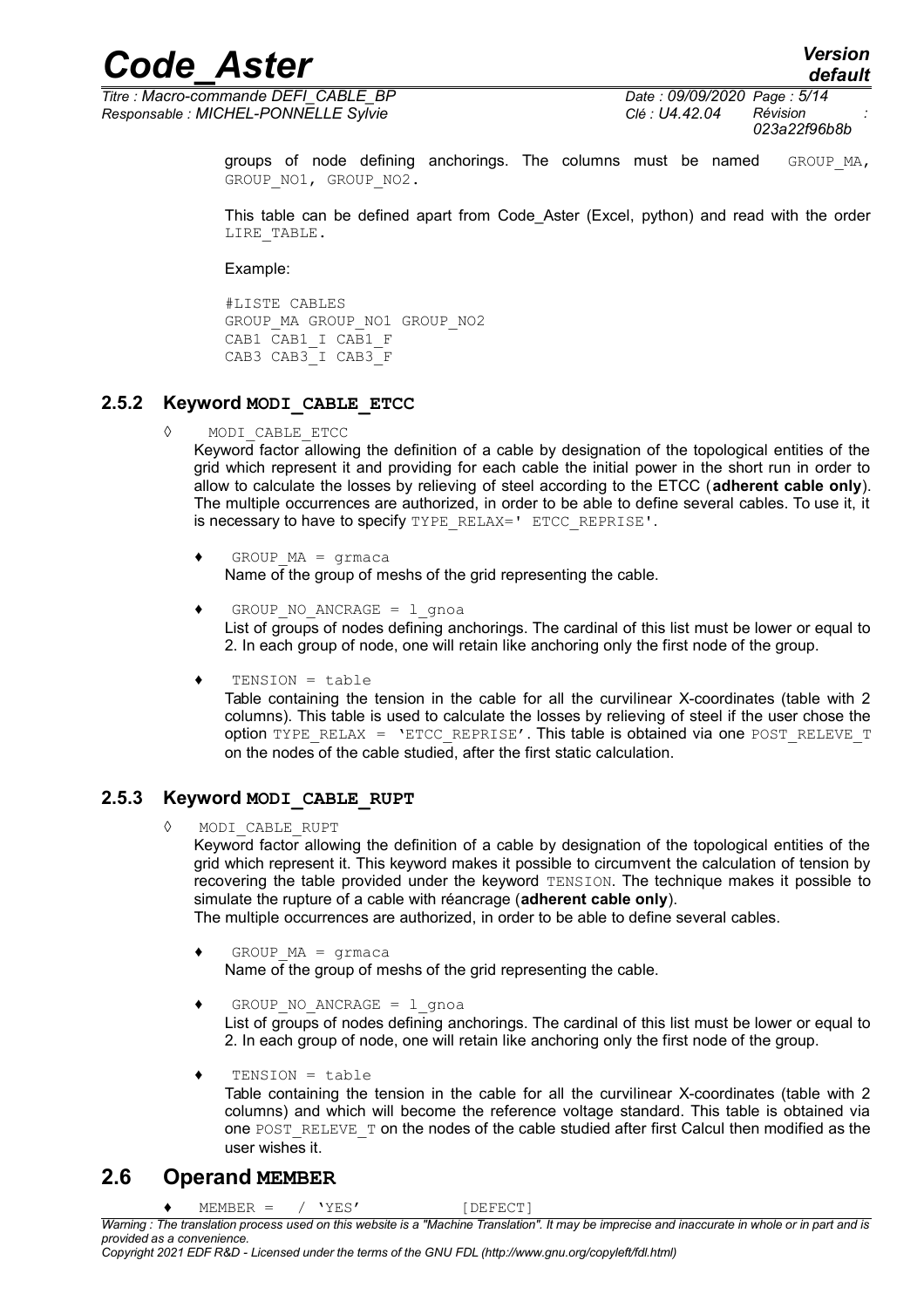groups of node defining anchorings. The columns must be named GROUP_MA, GROUP_NO1, GROUP_NO2.

This table can be defined apart from Code_Aster (Excel, python) and read with the order LIRE_TABLE.

Example:

```
#LISTE CABLES
GROUP_MA GROUP_NO1 GROUP_NO2
CAB1 CAB1_I CAB1_F
CAB3 CAB3_I CAB3_F
```

### 2.5.2 Keyword MODI_CABLE_ETCC

◊ MODI_CABLE_ETCC

Keyword factor allowing the definition of a cable by designation of the topological entities of the grid which represent it and providing for each cable the initial power in the short run in order to allow to calculate the losses by relieving of steel according to the ETCC (**adherent cable only**). The multiple occurrences are authorized, in order to be able to define several cables. To use it, it is necessary to have to specify TYPE_RELAX=' ETCC_REPRISE'.

- ♦ GROUP_MA = grmaca
  Name of the group of meshs of the grid representing the cable.
- ♦ GROUP_NO_ANCRAGE = l_gnoa
  List of groups of nodes defining anchorings. The cardinal of this list must be lower or equal to 2. In each group of node, one will retain like anchoring only the first node of the group.
- ♦ TENSION = table
  Table containing the tension in the cable for all the curvilinear X-coordinates (table with 2 columns). This table is used to calculate the losses by relieving of steel if the user chose the option TYPE_RELAX = 'ETCC_REPRISE'. This table is obtained via one POST_RELEVE_T on the nodes of the cable studied, after the first static calculation.

### 2.5.3 Keyword MODI_CABLE_RUPT

◊ MODI_CABLE_RUPT

Keyword factor allowing the definition of a cable by designation of the topological entities of the grid which represent it. This keyword makes it possible to circumvent the calculation of tension by recovering the table provided under the keyword TENSION. The technique makes it possible to simulate the rupture of a cable with réancrage (**adherent cable only**).
The multiple occurrences are authorized, in order to be able to define several cables.

- ♦ GROUP_MA = grmaca
  Name of the group of meshs of the grid representing the cable.
- ♦ GROUP_NO_ANCRAGE = l_gnoa
  List of groups of nodes defining anchorings. The cardinal of this list must be lower or equal to 2. In each group of node, one will retain like anchoring only the first node of the group.
- ♦ TENSION = table
  Table containing the tension in the cable for all the curvilinear X-coordinates (table with 2 columns) and which will become the reference voltage standard. This table is obtained via one POST_RELEVE_T on the nodes of the cable studied after first Calcul then modified as the user wishes it.

## 2.6 Operand MEMBER

♦ MEMBER = / 'YES' [DEFECT]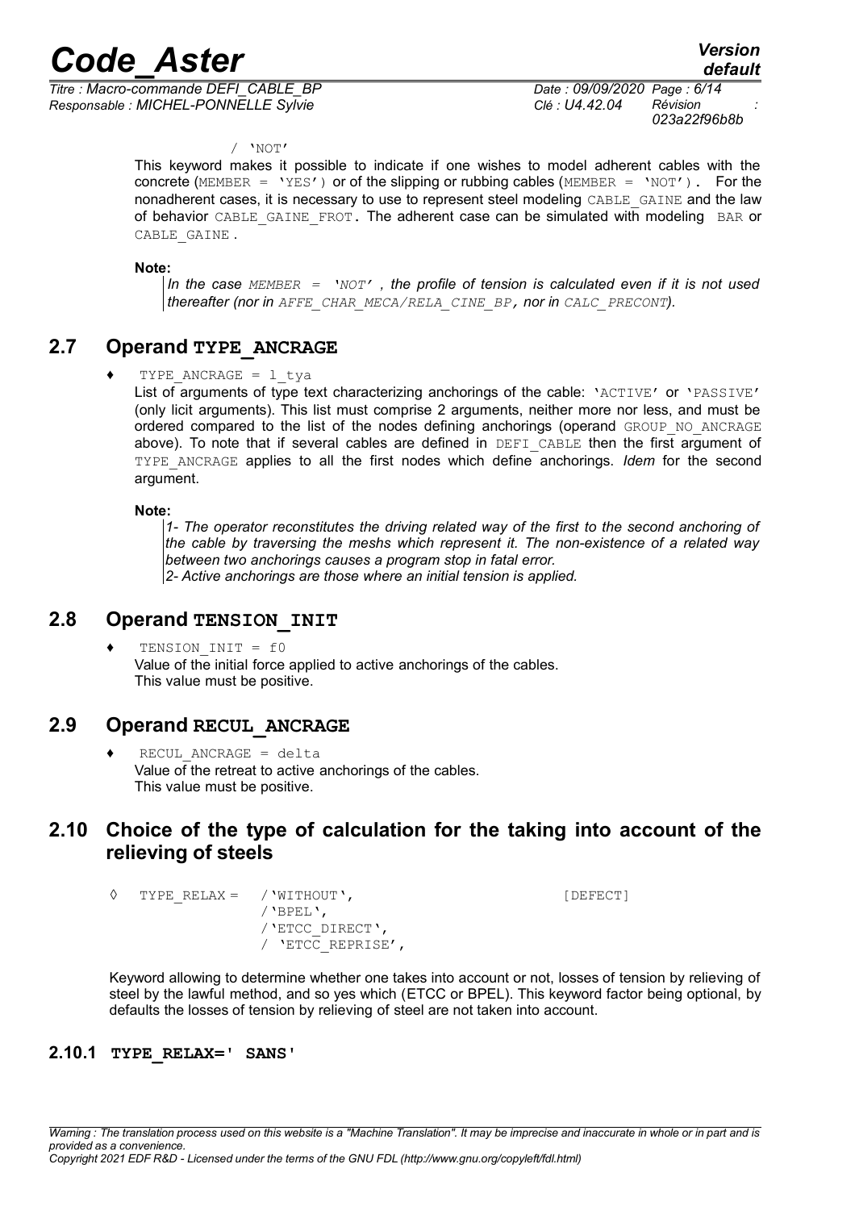/ 'NOT'

This keyword makes it possible to indicate if one wishes to model adherent cables with the concrete (MEMBER = 'YES') or of the slipping or rubbing cables (MEMBER = 'NOT'). For the nonadherent cases, it is necessary to use to represent steel modeling CABLE_GAINE and the law of behavior CABLE_GAINE_FROT. The adherent case can be simulated with modeling BAR or CABLE_GAINE.

**Note:**

*In the case MEMBER = 'NOT' , the profile of tension is calculated even if it is not used thereafter (nor in AFFE_CHAR_MECA/RELA_CINE_BP, nor in CALC_PRECONT).*

## 2.7 Operand TYPE_ANCRAGE

♦ TYPE_ANCRAGE = l_tya

List of arguments of type text characterizing anchorings of the cable: 'ACTIVE' or 'PASSIVE' (only licit arguments). This list must comprise 2 arguments, neither more nor less, and must be ordered compared to the list of the nodes defining anchorings (operand GROUP_NO_ANCRAGE above). To note that if several cables are defined in DEFI_CABLE then the first argument of TYPE_ANCRAGE applies to all the first nodes which define anchorings. *Idem* for the second argument.

**Note:**

*1- The operator reconstitutes the driving related way of the first to the second anchoring of the cable by traversing the meshs which represent it. The non-existence of a related way between two anchorings causes a program stop in fatal error.*
*2- Active anchorings are those where an initial tension is applied.*

## 2.8 Operand TENSION_INIT

♦ TENSION_INIT = f0

Value of the initial force applied to active anchorings of the cables.
This value must be positive.

## 2.9 Operand RECUL_ANCRAGE

♦ RECUL_ANCRAGE = delta

Value of the retreat to active anchorings of the cables.
This value must be positive.

## 2.10 Choice of the type of calculation for the taking into account of the relieving of steels

```
◊  TYPE_RELAX =  /'WITHOUT',                    [DEFECT]
                 /'BPEL',
                 /'ETCC_DIRECT',
                 / 'ETCC_REPRISE',
```

Keyword allowing to determine whether one takes into account or not, losses of tension by relieving of steel by the lawful method, and so yes which (ETCC or BPEL). This keyword factor being optional, by defaults the losses of tension by relieving of steel are not taken into account.

### 2.10.1 TYPE_RELAX=' SANS'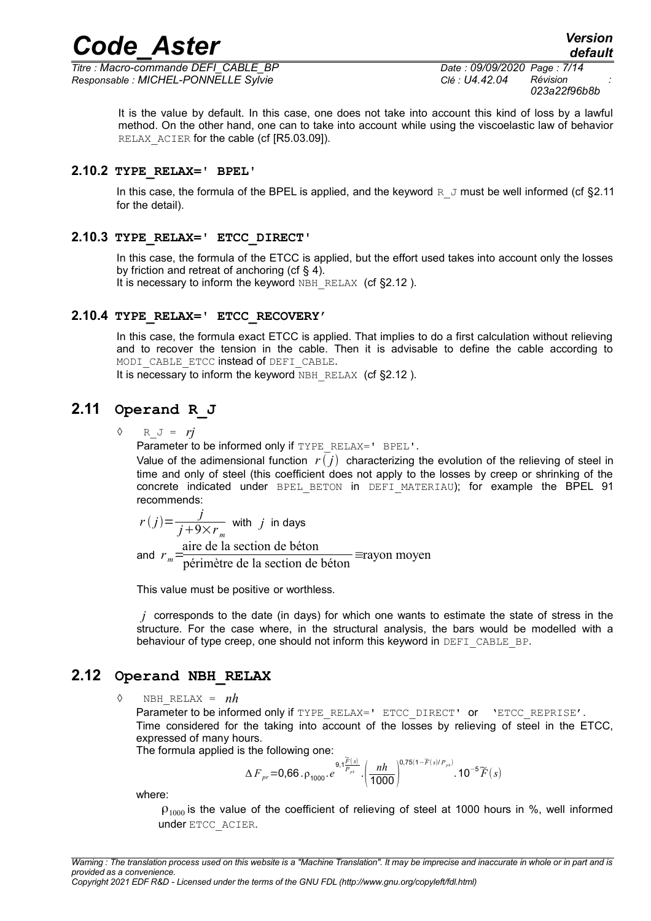It is the value by default. In this case, one does not take into account this kind of loss by a lawful method. On the other hand, one can to take into account while using the viscoelastic law of behavior RELAX_ACIER for the cable (cf [R5.03.09]).

### 2.10.2 TYPE_RELAX=' BPEL'

In this case, the formula of the BPEL is applied, and the keyword R_J must be well informed (cf §2.11 for the detail).

### 2.10.3 TYPE_RELAX=' ETCC_DIRECT'

In this case, the formula of the ETCC is applied, but the effort used takes into account only the losses by friction and retreat of anchoring (cf § 4).
It is necessary to inform the keyword NBH_RELAX (cf §2.12 ).

### 2.10.4 TYPE_RELAX=' ETCC_RECOVERY'

In this case, the formula exact ETCC is applied. That implies to do a first calculation without relieving and to recover the tension in the cable. Then it is advisable to define the cable according to MODI_CABLE_ETCC instead of DEFI_CABLE.
It is necessary to inform the keyword NBH_RELAX (cf §2.12 ).

## 2.11 Operand R_J

◊ R_J = *rj*

Parameter to be informed only if TYPE_RELAX=' BPEL'.
Value of the adimensional function $r(j)$ characterizing the evolution of the relieving of steel in time and only of steel (this coefficient does not apply to the losses by creep or shrinking of the concrete indicated under BPEL_BETON in DEFI_MATERIAU); for example the BPEL 91 recommends:

$$r(j)=\frac{j}{j+9\times r_m} \text{ with } j \text{ in days}$$

and $r_m=\dfrac{\text{aire de la section de béton}}{\text{périmètre de la section de béton}}\equiv\text{rayon moyen}$

This value must be positive or worthless.

$j$ corresponds to the date (in days) for which one wants to estimate the state of stress in the structure. For the case where, in the structural analysis, the bars would be modelled with a behaviour of type creep, one should not inform this keyword in DEFI_CABLE_BP.

## 2.12 Operand NBH_RELAX

◊ NBH_RELAX = *nh*

Parameter to be informed only if TYPE_RELAX=' ETCC_DIRECT' or 'ETCC_REPRISE'.
Time considered for the taking into account of the losses by relieving of steel in the ETCC, expressed of many hours.
The formula applied is the following one:

$$\Delta F_{pr}=0{,}66\,.\,\rho_{1000}\,.\,e^{9{,}1\frac{\tilde{F}(s)}{P_{pk}}}\,.\left(\frac{nh}{1000}\right)^{0{,}75\left(1-\tilde{F}(s)/P_{pk}\right)}.10^{-5}\tilde{F}(s)$$

where:

$\rho_{1000}$ is the value of the coefficient of relieving of steel at 1000 hours in %, well informed under ETCC_ACIER.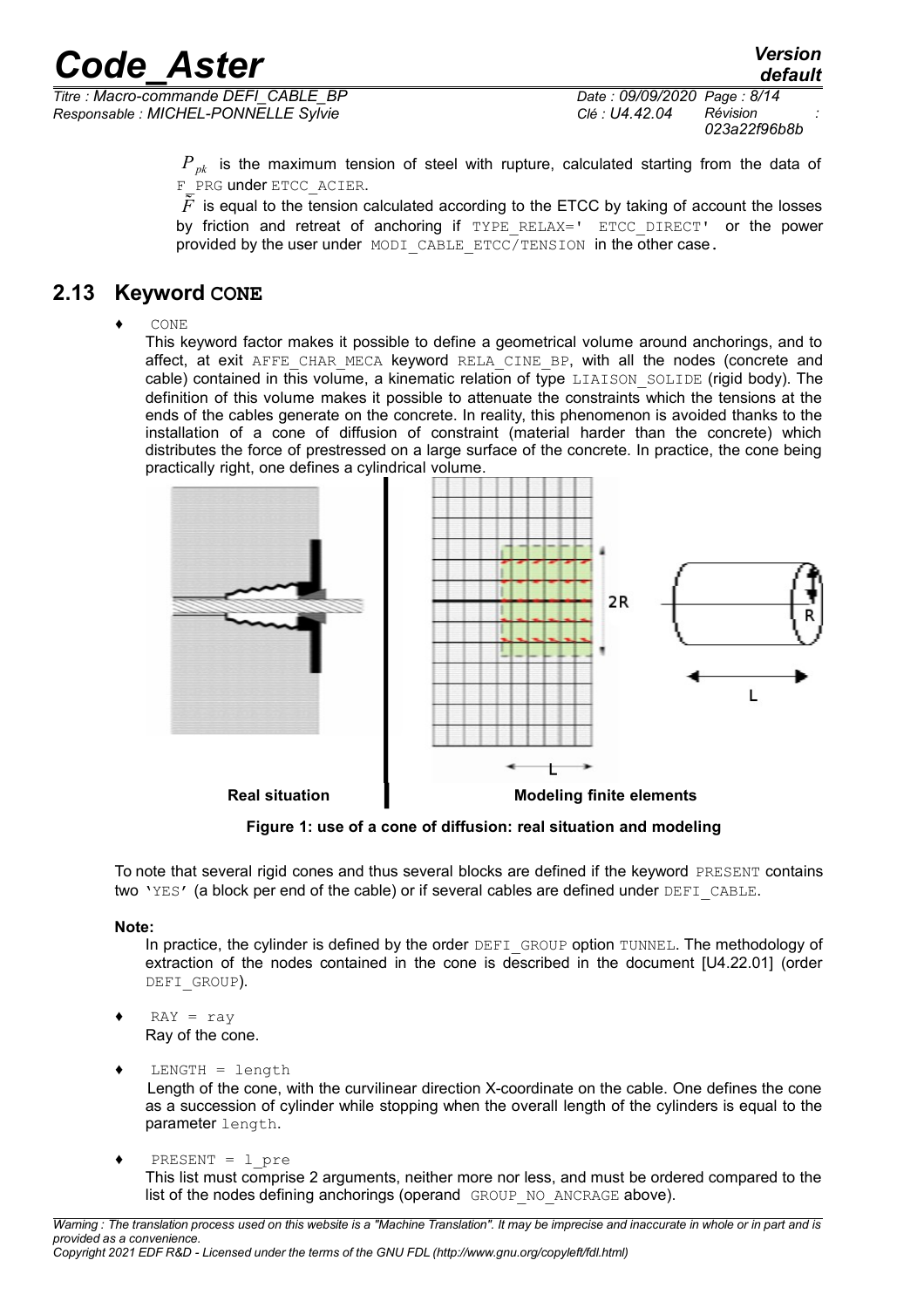$P_{pk}$ is the maximum tension of steel with rupture, calculated starting from the data of F_PRG under ETCC_ACIER.

$\bar{F}$ is equal to the tension calculated according to the ETCC by taking of account the losses by friction and retreat of anchoring if TYPE_RELAX=' ETCC_DIRECT' or the power provided by the user under MODI_CABLE_ETCC/TENSION in the other case.

## 2.13 Keyword CONE

♦ CONE

This keyword factor makes it possible to define a geometrical volume around anchorings, and to affect, at exit AFFE_CHAR_MECA keyword RELA_CINE_BP, with all the nodes (concrete and cable) contained in this volume, a kinematic relation of type LIAISON_SOLIDE (rigid body). The definition of this volume makes it possible to attenuate the constraints which the tensions at the ends of the cables generate on the concrete. In reality, this phenomenon is avoided thanks to the installation of a cone of diffusion of constraint (material harder than the concrete) which distributes the force of prestressed on a large surface of the concrete. In practice, the cone being practically right, one defines a cylindrical volume.

Real situation | Modeling finite elements

**Figure 1: use of a cone of diffusion: real situation and modeling**

To note that several rigid cones and thus several blocks are defined if the keyword PRESENT contains two 'YES' (a block per end of the cable) or if several cables are defined under DEFI_CABLE.

**Note:**

In practice, the cylinder is defined by the order DEFI_GROUP option TUNNEL. The methodology of extraction of the nodes contained in the cone is described in the document [U4.22.01] (order DEFI_GROUP).

♦ RAY = ray

Ray of the cone.

♦ LENGTH = length

Length of the cone, with the curvilinear direction X-coordinate on the cable. One defines the cone as a succession of cylinder while stopping when the overall length of the cylinders is equal to the parameter length.

♦ PRESENT = l_pre

This list must comprise 2 arguments, neither more nor less, and must be ordered compared to the list of the nodes defining anchorings (operand GROUP_NO_ANCRAGE above).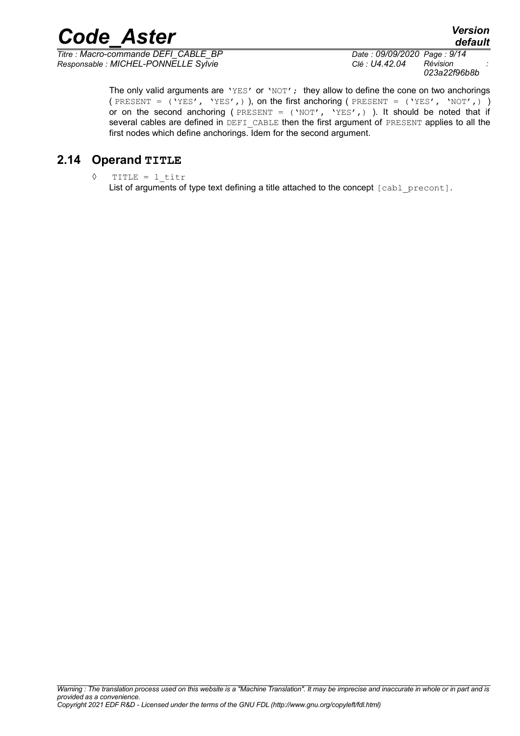The only valid arguments are `'YES'` or `'NOT';` they allow to define the cone on two anchorings ( `PRESENT = ('YES', 'YES',)` ), on the first anchoring ( `PRESENT = ('YES', 'NOT',)` ) or on the second anchoring ( `PRESENT = ('NOT', 'YES',)` ). It should be noted that if several cables are defined in `DEFI_CABLE` then the first argument of `PRESENT` applies to all the first nodes which define anchorings. Idem for the second argument.

## 2.14 Operand TITLE

◊ `TITLE = l_titr`

List of arguments of type text defining a title attached to the concept `[cabl_precont]`.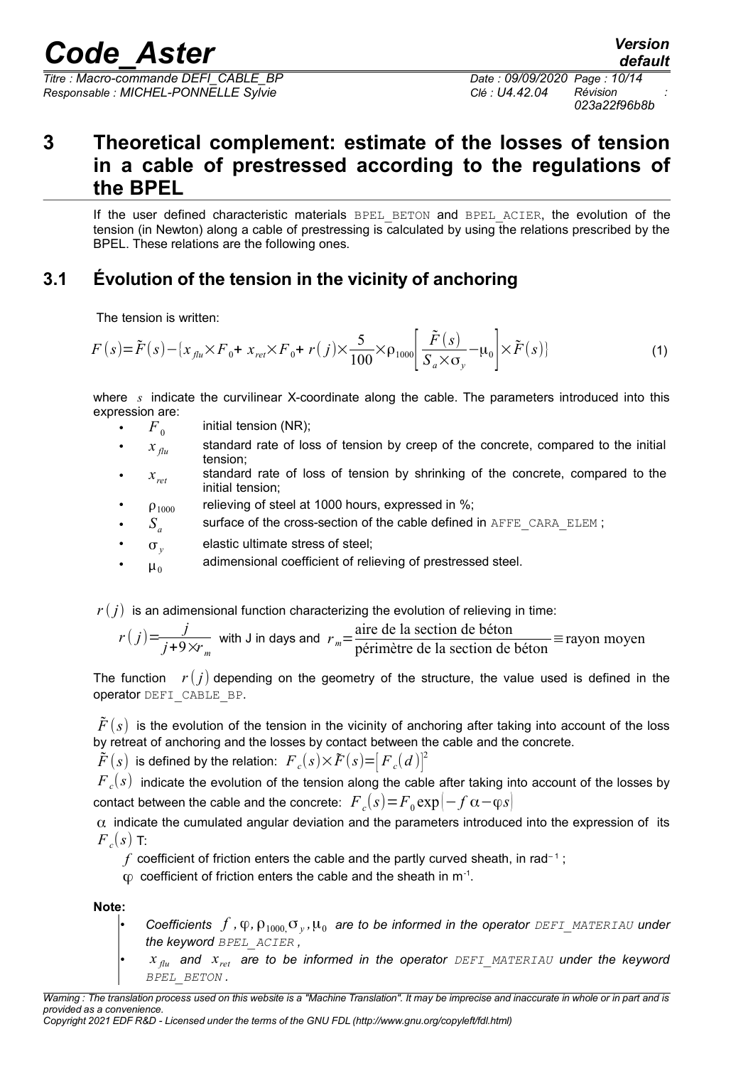# 3 Theoretical complement: estimate of the losses of tension in a cable of prestressed according to the regulations of the BPEL

If the user defined characteristic materials BPEL_BETON and BPEL_ACIER, the evolution of the tension (in Newton) along a cable of prestressing is calculated by using the relations prescribed by the BPEL. These relations are the following ones.

## 3.1 Évolution of the tension in the vicinity of anchoring

The tension is written:

$$F(s)=\tilde{F}(s)-\{x_{flu}\times F_0+x_{ret}\times F_0+r(j)\times\frac{5}{100}\times\rho_{1000}\left[\frac{\tilde{F}(s)}{S_a\times\sigma_y}-\mu_0\right]\times\tilde{F}(s)\} \quad (1)$$

where $s$ indicate the curvilinear X-coordinate along the cable. The parameters introduced into this expression are:

- $F_0$ initial tension (NR);
- $x_{flu}$ standard rate of loss of tension by creep of the concrete, compared to the initial tension;
- $x_{ret}$ standard rate of loss of tension by shrinking of the concrete, compared to the initial tension;
- $\rho_{1000}$ relieving of steel at 1000 hours, expressed in %;
- $S_a$ surface of the cross-section of the cable defined in AFFE_CARA_ELEM ;
- $\sigma_y$ elastic ultimate stress of steel;
- $\mu_0$ adimensional coefficient of relieving of prestressed steel.

$r(j)$ is an adimensional function characterizing the evolution of relieving in time:

$$r(j)=\frac{j}{j+9\times r_m} \text{ with J in days and } r_m=\frac{\text{aire de la section de béton}}{\text{périmètre de la section de béton}}\equiv\text{rayon moyen}$$

The function $r(j)$ depending on the geometry of the structure, the value used is defined in the operator DEFI_CABLE_BP.

$\tilde{F}(s)$ is the evolution of the tension in the vicinity of anchoring after taking into account of the loss by retreat of anchoring and the losses by contact between the cable and the concrete.

$\tilde{F}(s)$ is defined by the relation: $F_c(s)\times\tilde{F}(s)=[F_c(d)]^2$

$F_c(s)$ indicate the evolution of the tension along the cable after taking into account of the losses by contact between the cable and the concrete: $F_c(s)=F_0\exp(-f\alpha-\varphi s)$

$\alpha$ indicate the cumulated angular deviation and the parameters introduced into the expression of its $F_c(s)$ T:

$f$ coefficient of friction enters the cable and the partly curved sheath, in rad$^{-1}$ ;

$\varphi$ coefficient of friction enters the cable and the sheath in m$^{-1}$.

**Note:**

- *Coefficients $f, \varphi, \rho_{1000}, \sigma_y, \mu_0$ are to be informed in the operator DEFI_MATERIAU under the keyword BPEL_ACIER ,*
- *$x_{flu}$ and $x_{ret}$ are to be informed in the operator DEFI_MATERIAU under the keyword BPEL_BETON .*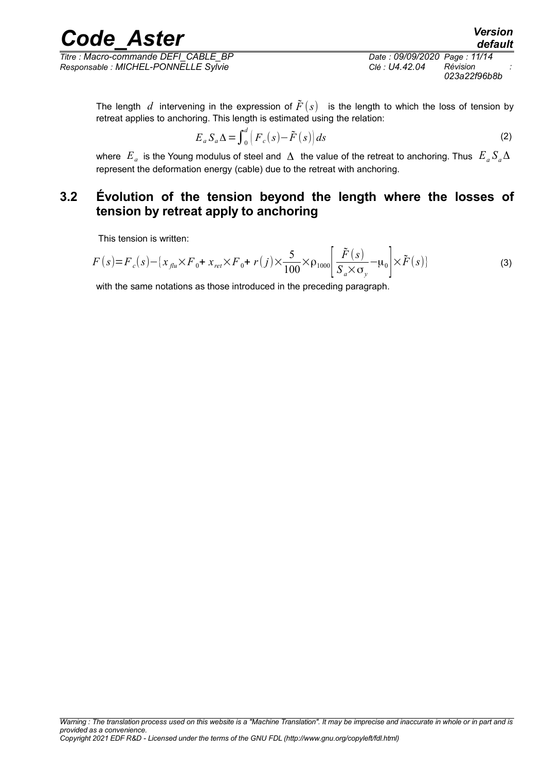The length $d$ intervening in the expression of $\tilde{F}(s)$ is the length to which the loss of tension by retreat applies to anchoring. This length is estimated using the relation:

$$E_a S_a \Delta = \int_0^d \left( F_c(s) - \tilde{F}(s) \right) ds \tag{2}$$

where $E_a$ is the Young modulus of steel and $\Delta$ the value of the retreat to anchoring. Thus $E_a S_a \Delta$ represent the deformation energy (cable) due to the retreat with anchoring.

## 3.2 Évolution of the tension beyond the length where the losses of tension by retreat apply to anchoring

This tension is written:

$$F(s) = F_c(s) - \{ x_{flu} \times F_0 + x_{ret} \times F_0 + r(j) \times \frac{5}{100} \times \rho_{1000} \left[ \frac{\tilde{F}(s)}{S_a \times \sigma_y} - \mu_0 \right] \times \tilde{F}(s) \} \tag{3}$$

with the same notations as those introduced in the preceding paragraph.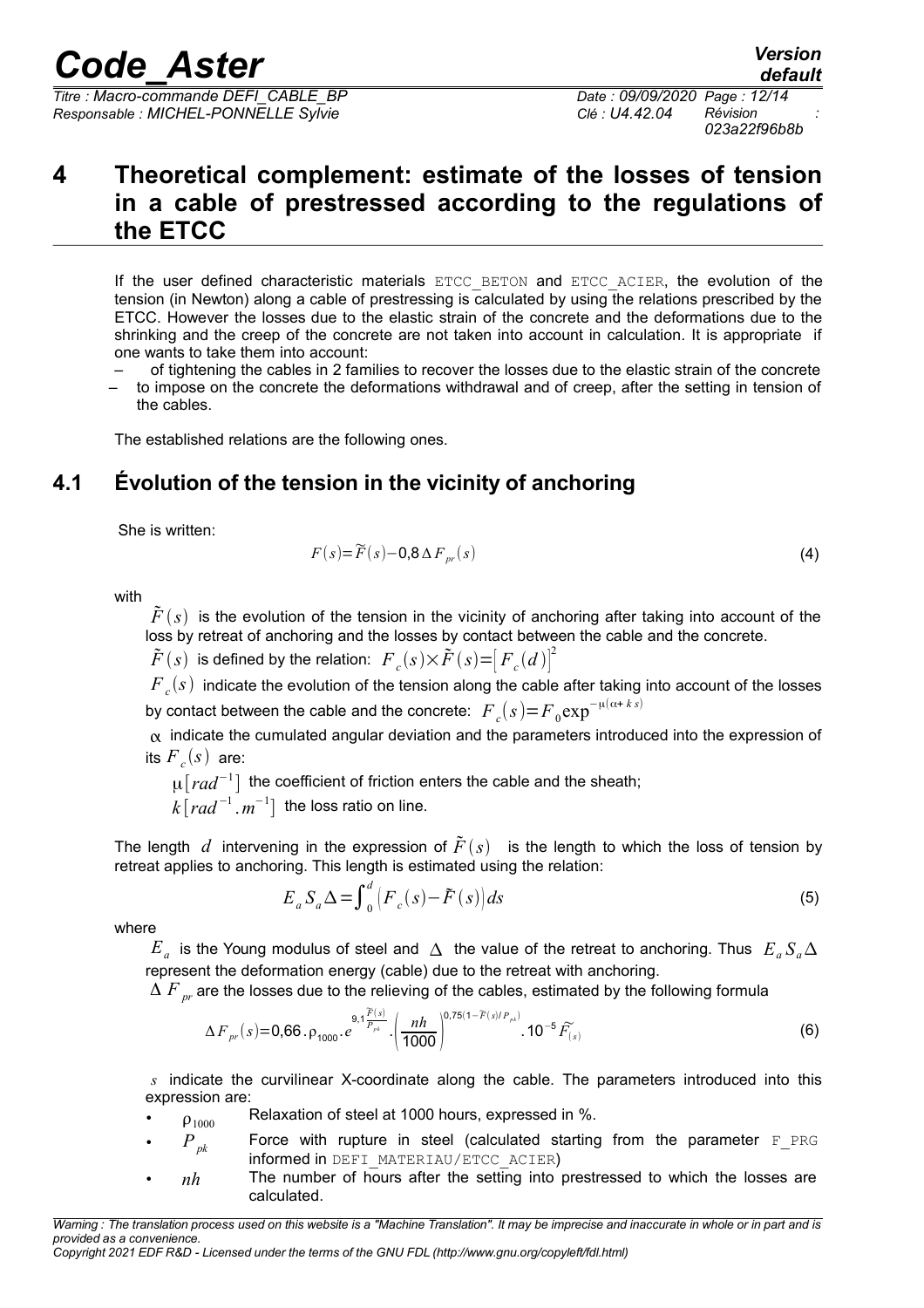# 4 Theoretical complement: estimate of the losses of tension in a cable of prestressed according to the regulations of the ETCC

If the user defined characteristic materials `ETCC_BETON` and `ETCC_ACIER`, the evolution of the tension (in Newton) along a cable of prestressing is calculated by using the relations prescribed by the ETCC. However the losses due to the elastic strain of the concrete and the deformations due to the shrinking and the creep of the concrete are not taken into account in calculation. It is appropriate if one wants to take them into account:

– of tightening the cables in 2 families to recover the losses due to the elastic strain of the concrete
– to impose on the concrete the deformations withdrawal and of creep, after the setting in tension of the cables.

The established relations are the following ones.

## 4.1 Évolution of the tension in the vicinity of anchoring

She is written:

$$F(s)=\tilde{F}(s)-0{,}8\,\Delta F_{pr}(s) \tag{4}$$

with

$\tilde{F}(s)$ is the evolution of the tension in the vicinity of anchoring after taking into account of the loss by retreat of anchoring and the losses by contact between the cable and the concrete.

$\tilde{F}(s)$ is defined by the relation: $F_c(s)\times\tilde{F}(s)=\left[F_c(d)\right]^2$

$F_c(s)$ indicate the evolution of the tension along the cable after taking into account of the losses by contact between the cable and the concrete: $F_c(s)=F_0\exp^{-\mu(\alpha+ks)}$

$\alpha$ indicate the cumulated angular deviation and the parameters introduced into the expression of its $F_c(s)$ are:

$\mu\left[rad^{-1}\right]$ the coefficient of friction enters the cable and the sheath;

$k\left[rad^{-1}.m^{-1}\right]$ the loss ratio on line.

The length $d$ intervening in the expression of $\tilde{F}(s)$ is the length to which the loss of tension by retreat applies to anchoring. This length is estimated using the relation:

$$E_a S_a \Delta=\int_0^d \left(F_c(s)-\tilde{F}(s)\right)ds \tag{5}$$

where

$E_a$ is the Young modulus of steel and $\Delta$ the value of the retreat to anchoring. Thus $E_a S_a \Delta$ represent the deformation energy (cable) due to the retreat with anchoring.

$\Delta F_{pr}$ are the losses due to the relieving of the cables, estimated by the following formula

$$\Delta F_{pr}(s)=0{,}66\,.\,\rho_{1000}\,.\,e^{9{,}1\frac{\tilde{F}(s)}{P_{pk}}}\,.\left(\frac{nh}{1000}\right)^{0{,}75\left(1-\tilde{F}(s)/P_{pk}\right)}.10^{-5}\,\tilde{F}_{(s)} \tag{6}$$

$s$ indicate the curvilinear X-coordinate along the cable. The parameters introduced into this expression are:

- $\rho_{1000}$ Relaxation of steel at 1000 hours, expressed in %.
- $P_{pk}$ Force with rupture in steel (calculated starting from the parameter `F_PRG` informed in `DEFI_MATERIAU/ETCC_ACIER`)
- $nh$ The number of hours after the setting into prestressed to which the losses are calculated.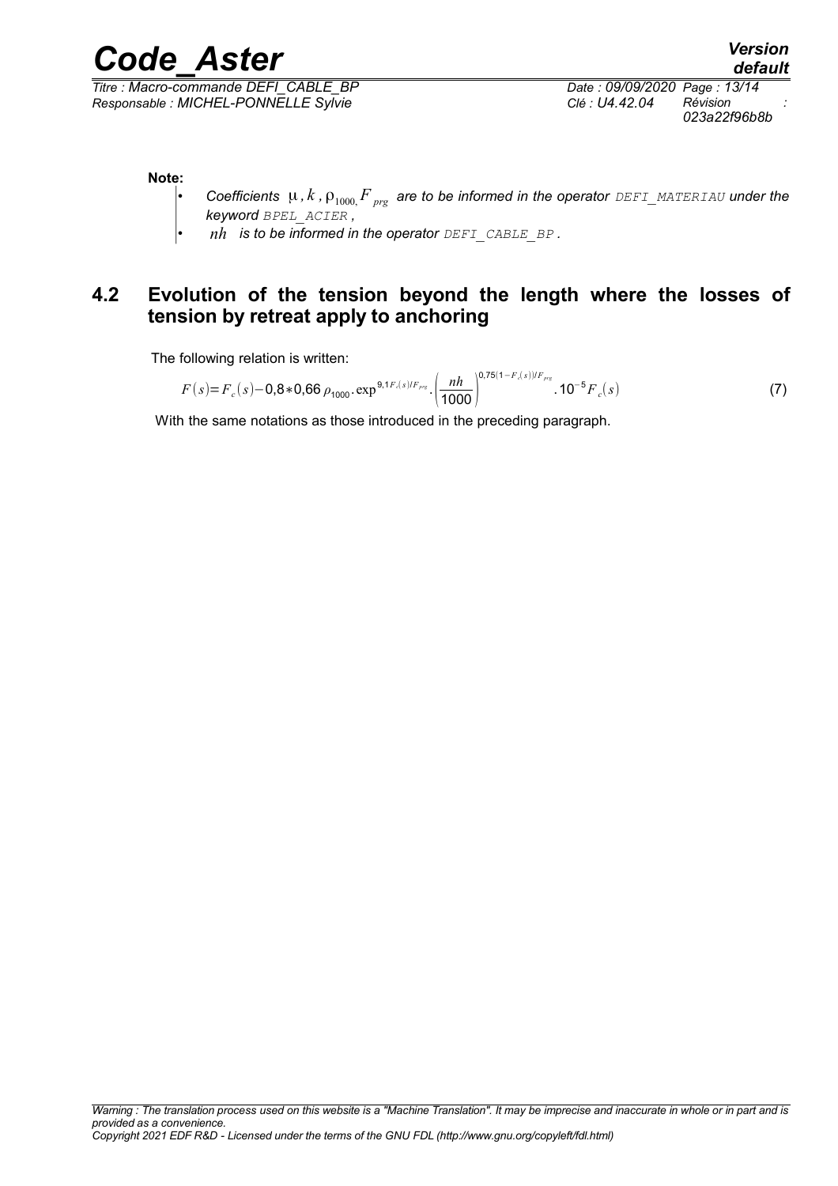**Note:**

- *Coefficients* $\mu, k, \rho_{1000,} F_{prg}$ *are to be informed in the operator* `DEFI_MATERIAU` *under the keyword* `BPEL_ACIER`*,*
- $nh$ *is to be informed in the operator* `DEFI_CABLE_BP`*.*

## 4.2 Evolution of the tension beyond the length where the losses of tension by retreat apply to anchoring

The following relation is written:

$$F(s)=F_c(s)-0{,}8*0{,}66\,\rho_{1000}.\exp^{9{,}1F_c(s)/F_{prg}}.\left(\frac{nh}{1000}\right)^{0{,}75(1-F_c(s))/F_{prg}}.10^{-5}F_c(s) \quad (7)$$

With the same notations as those introduced in the preceding paragraph.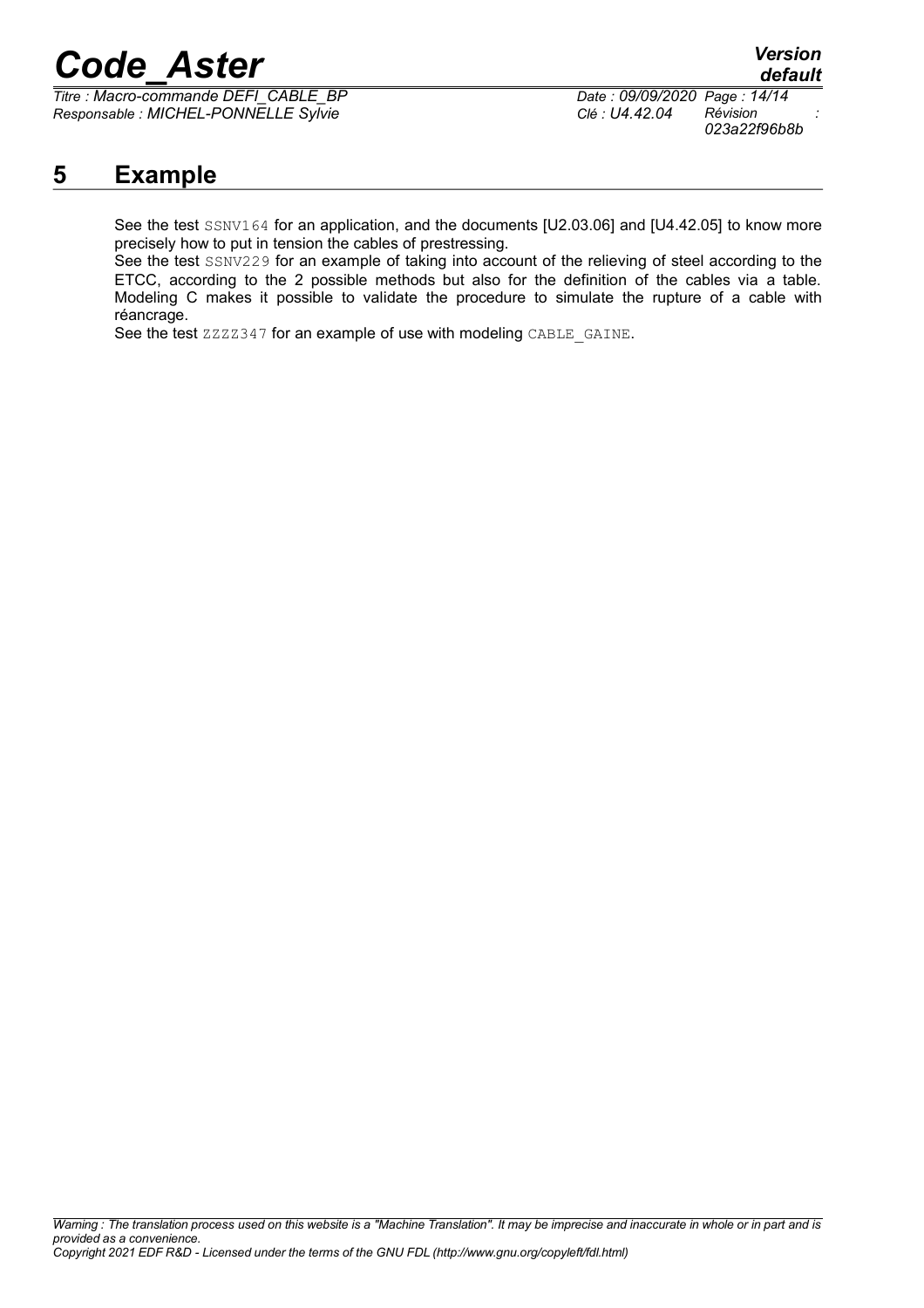# 5 Example

See the test SSNV164 for an application, and the documents [U2.03.06] and [U4.42.05] to know more precisely how to put in tension the cables of prestressing.
See the test SSNV229 for an example of taking into account of the relieving of steel according to the ETCC, according to the 2 possible methods but also for the definition of the cables via a table. Modeling C makes it possible to validate the procedure to simulate the rupture of a cable with réancrage.
See the test ZZZZ347 for an example of use with modeling CABLE_GAINE.